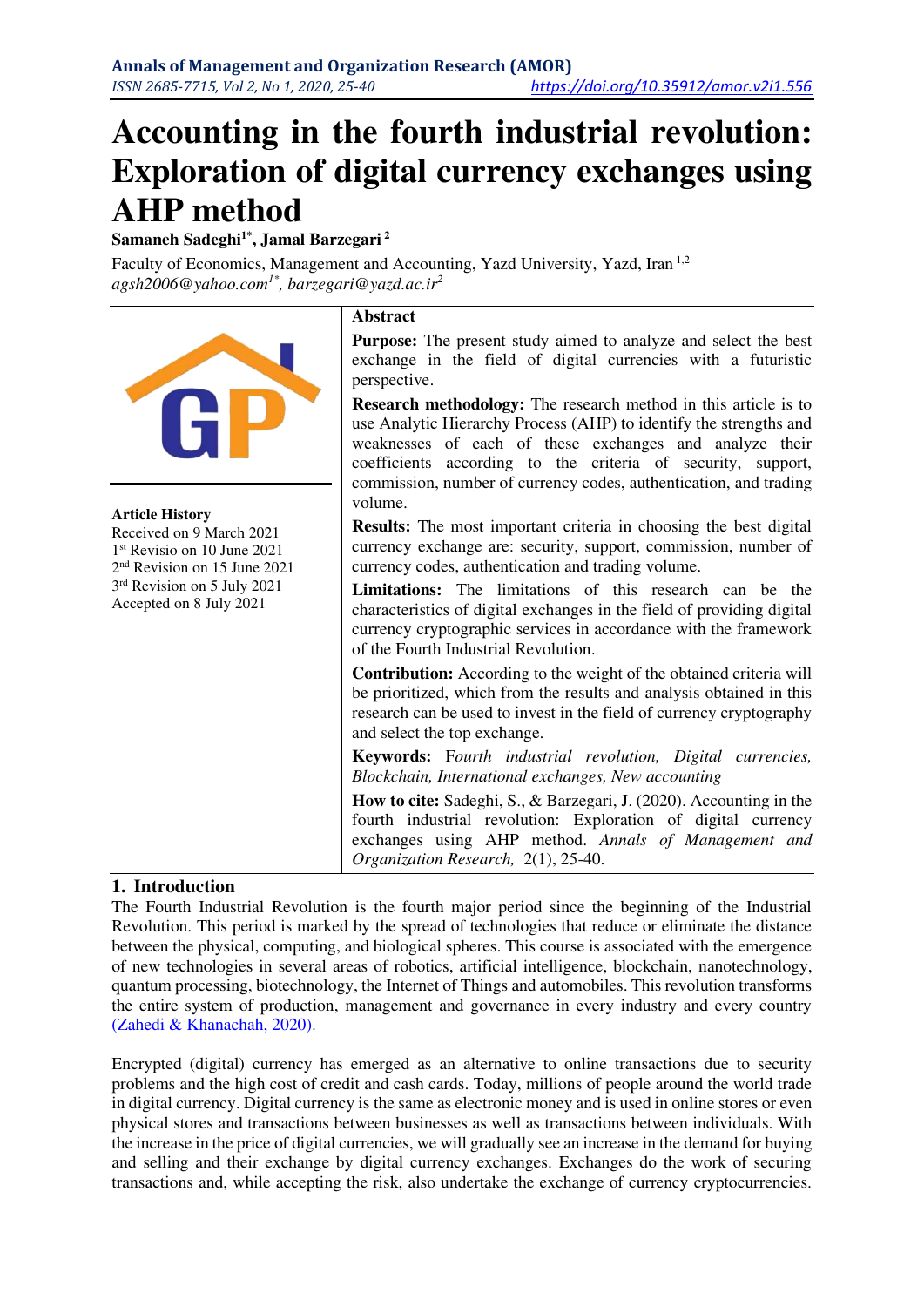**Annals of Management and Organization Research (AMOR)**
*ISSN 2685-7715, Vol 2, No 1, 2020, 25-40* https://doi.org/10.35912/amor.v2i1.556

# Accounting in the fourth industrial revolution: Exploration of digital currency exchanges using AHP method

**Samaneh Sadeghi[1*], Jamal Barzegari[2]**

Faculty of Economics, Management and Accounting, Yazd University, Yazd, Iran [1,2]
*agsh2006@yahoo.com[1*], barzegari@yazd.ac.ir[2]*

**Article History**
Received on 9 March 2021
1st Revisio on 10 June 2021
2nd Revision on 15 June 2021
3rd Revision on 5 July 2021
Accepted on 8 July 2021

**Abstract**

**Purpose:** The present study aimed to analyze and select the best exchange in the field of digital currencies with a futuristic perspective.

**Research methodology:** The research method in this article is to use Analytic Hierarchy Process (AHP) to identify the strengths and weaknesses of each of these exchanges and analyze their coefficients according to the criteria of security, support, commission, number of currency codes, authentication, and trading volume.

**Results:** The most important criteria in choosing the best digital currency exchange are: security, support, commission, number of currency codes, authentication and trading volume.

**Limitations:** The limitations of this research can be the characteristics of digital exchanges in the field of providing digital currency cryptographic services in accordance with the framework of the Fourth Industrial Revolution.

**Contribution:** According to the weight of the obtained criteria will be prioritized, which from the results and analysis obtained in this research can be used to invest in the field of currency cryptography and select the top exchange.

**Keywords:** *Fourth industrial revolution, Digital currencies, Blockchain, International exchanges, New accounting*

**How to cite:** Sadeghi, S., & Barzegari, J. (2020). Accounting in the fourth industrial revolution: Exploration of digital currency exchanges using AHP method. *Annals of Management and Organization Research,* 2(1), 25-40.

## 1. Introduction

The Fourth Industrial Revolution is the fourth major period since the beginning of the Industrial Revolution. This period is marked by the spread of technologies that reduce or eliminate the distance between the physical, computing, and biological spheres. This course is associated with the emergence of new technologies in several areas of robotics, artificial intelligence, blockchain, nanotechnology, quantum processing, biotechnology, the Internet of Things and automobiles. This revolution transforms the entire system of production, management and governance in every industry and every country (Zahedi & Khanachah, 2020).

Encrypted (digital) currency has emerged as an alternative to online transactions due to security problems and the high cost of credit and cash cards. Today, millions of people around the world trade in digital currency. Digital currency is the same as electronic money and is used in online stores or even physical stores and transactions between businesses as well as transactions between individuals. With the increase in the price of digital currencies, we will gradually see an increase in the demand for buying and selling and their exchange by digital currency exchanges. Exchanges do the work of securing transactions and, while accepting the risk, also undertake the exchange of currency cryptocurrencies.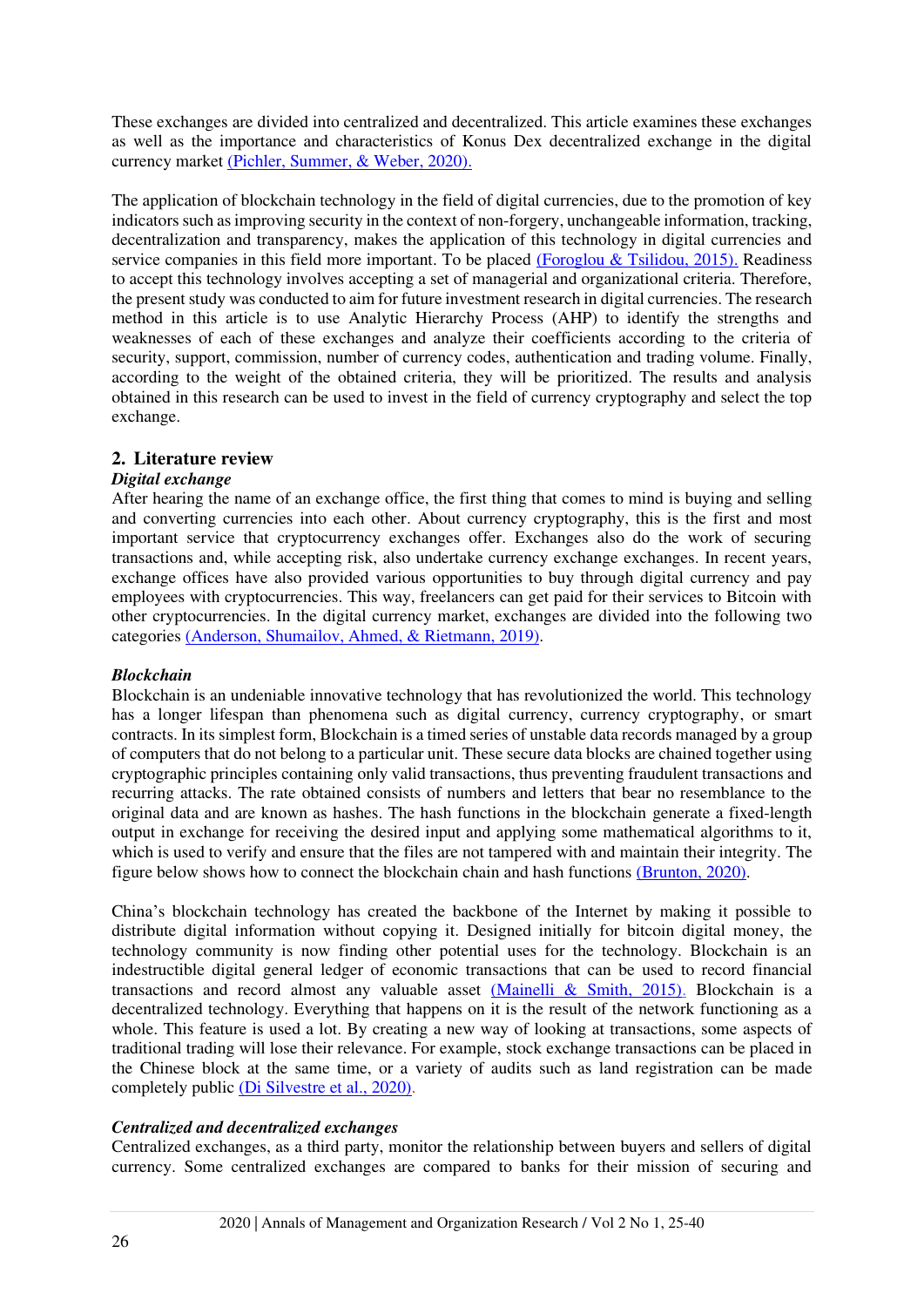These exchanges are divided into centralized and decentralized. This article examines these exchanges as well as the importance and characteristics of Konus Dex decentralized exchange in the digital currency market (Pichler, Summer, & Weber, 2020).

The application of blockchain technology in the field of digital currencies, due to the promotion of key indicators such as improving security in the context of non-forgery, unchangeable information, tracking, decentralization and transparency, makes the application of this technology in digital currencies and service companies in this field more important. To be placed (Foroglou & Tsilidou, 2015). Readiness to accept this technology involves accepting a set of managerial and organizational criteria. Therefore, the present study was conducted to aim for future investment research in digital currencies. The research method in this article is to use Analytic Hierarchy Process (AHP) to identify the strengths and weaknesses of each of these exchanges and analyze their coefficients according to the criteria of security, support, commission, number of currency codes, authentication and trading volume. Finally, according to the weight of the obtained criteria, they will be prioritized. The results and analysis obtained in this research can be used to invest in the field of currency cryptography and select the top exchange.

## 2. Literature review

### *Digital exchange*

After hearing the name of an exchange office, the first thing that comes to mind is buying and selling and converting currencies into each other. About currency cryptography, this is the first and most important service that cryptocurrency exchanges offer. Exchanges also do the work of securing transactions and, while accepting risk, also undertake currency exchange exchanges. In recent years, exchange offices have also provided various opportunities to buy through digital currency and pay employees with cryptocurrencies. This way, freelancers can get paid for their services to Bitcoin with other cryptocurrencies. In the digital currency market, exchanges are divided into the following two categories (Anderson, Shumailov, Ahmed, & Rietmann, 2019).

### *Blockchain*

Blockchain is an undeniable innovative technology that has revolutionized the world. This technology has a longer lifespan than phenomena such as digital currency, currency cryptography, or smart contracts. In its simplest form, Blockchain is a timed series of unstable data records managed by a group of computers that do not belong to a particular unit. These secure data blocks are chained together using cryptographic principles containing only valid transactions, thus preventing fraudulent transactions and recurring attacks. The rate obtained consists of numbers and letters that bear no resemblance to the original data and are known as hashes. The hash functions in the blockchain generate a fixed-length output in exchange for receiving the desired input and applying some mathematical algorithms to it, which is used to verify and ensure that the files are not tampered with and maintain their integrity. The figure below shows how to connect the blockchain chain and hash functions (Brunton, 2020).

China's blockchain technology has created the backbone of the Internet by making it possible to distribute digital information without copying it. Designed initially for bitcoin digital money, the technology community is now finding other potential uses for the technology. Blockchain is an indestructible digital general ledger of economic transactions that can be used to record financial transactions and record almost any valuable asset (Mainelli & Smith, 2015). Blockchain is a decentralized technology. Everything that happens on it is the result of the network functioning as a whole. This feature is used a lot. By creating a new way of looking at transactions, some aspects of traditional trading will lose their relevance. For example, stock exchange transactions can be placed in the Chinese block at the same time, or a variety of audits such as land registration can be made completely public (Di Silvestre et al., 2020).

### *Centralized and decentralized exchanges*

Centralized exchanges, as a third party, monitor the relationship between buyers and sellers of digital currency. Some centralized exchanges are compared to banks for their mission of securing and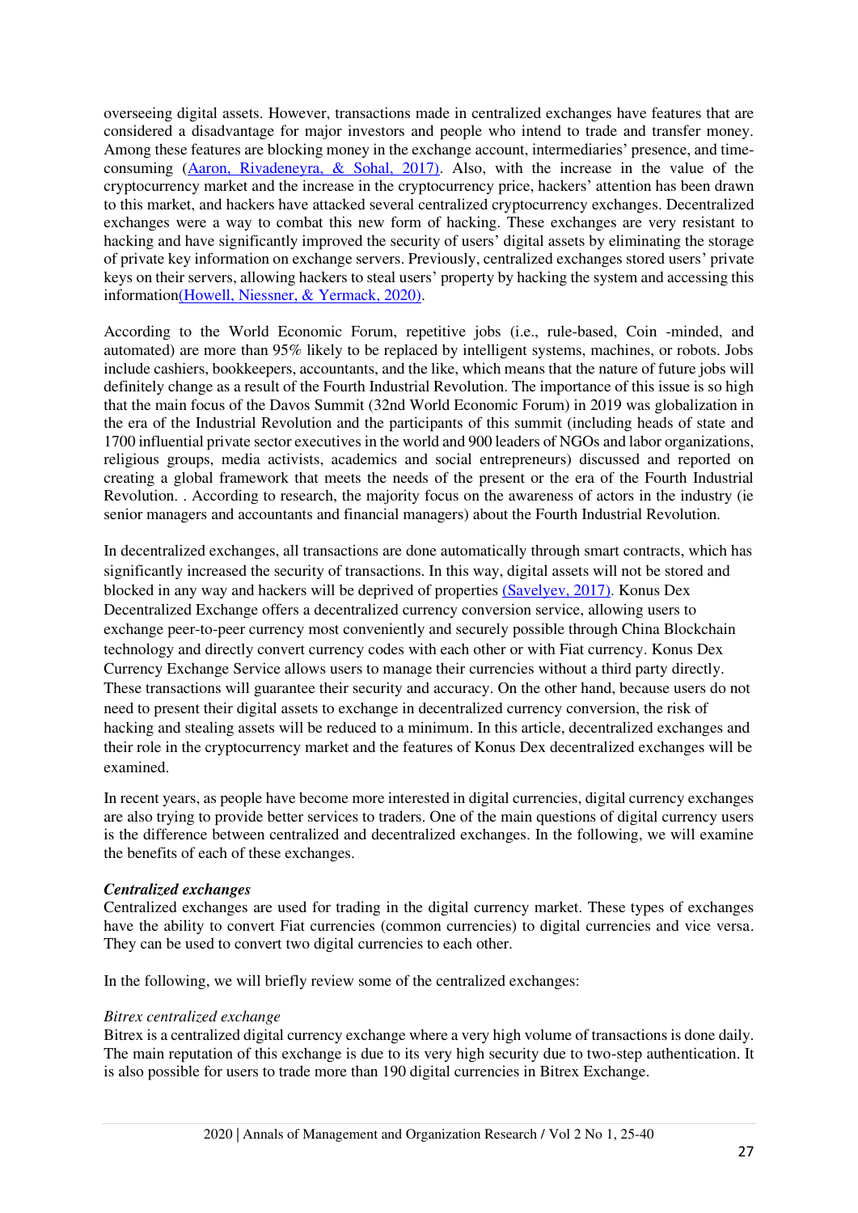overseeing digital assets. However, transactions made in centralized exchanges have features that are considered a disadvantage for major investors and people who intend to trade and transfer money. Among these features are blocking money in the exchange account, intermediaries' presence, and time-consuming (Aaron, Rivadeneyra, & Sohal, 2017). Also, with the increase in the value of the cryptocurrency market and the increase in the cryptocurrency price, hackers' attention has been drawn to this market, and hackers have attacked several centralized cryptocurrency exchanges. Decentralized exchanges were a way to combat this new form of hacking. These exchanges are very resistant to hacking and have significantly improved the security of users' digital assets by eliminating the storage of private key information on exchange servers. Previously, centralized exchanges stored users' private keys on their servers, allowing hackers to steal users' property by hacking the system and accessing this information(Howell, Niessner, & Yermack, 2020).

According to the World Economic Forum, repetitive jobs (i.e., rule-based, Coin -minded, and automated) are more than 95% likely to be replaced by intelligent systems, machines, or robots. Jobs include cashiers, bookkeepers, accountants, and the like, which means that the nature of future jobs will definitely change as a result of the Fourth Industrial Revolution. The importance of this issue is so high that the main focus of the Davos Summit (32nd World Economic Forum) in 2019 was globalization in the era of the Industrial Revolution and the participants of this summit (including heads of state and 1700 influential private sector executives in the world and 900 leaders of NGOs and labor organizations, religious groups, media activists, academics and social entrepreneurs) discussed and reported on creating a global framework that meets the needs of the present or the era of the Fourth Industrial Revolution. . According to research, the majority focus on the awareness of actors in the industry (ie senior managers and accountants and financial managers) about the Fourth Industrial Revolution.

In decentralized exchanges, all transactions are done automatically through smart contracts, which has significantly increased the security of transactions. In this way, digital assets will not be stored and blocked in any way and hackers will be deprived of properties (Savelyev, 2017). Konus Dex Decentralized Exchange offers a decentralized currency conversion service, allowing users to exchange peer-to-peer currency most conveniently and securely possible through China Blockchain technology and directly convert currency codes with each other or with Fiat currency. Konus Dex Currency Exchange Service allows users to manage their currencies without a third party directly. These transactions will guarantee their security and accuracy. On the other hand, because users do not need to present their digital assets to exchange in decentralized currency conversion, the risk of hacking and stealing assets will be reduced to a minimum. In this article, decentralized exchanges and their role in the cryptocurrency market and the features of Konus Dex decentralized exchanges will be examined.

In recent years, as people have become more interested in digital currencies, digital currency exchanges are also trying to provide better services to traders. One of the main questions of digital currency users is the difference between centralized and decentralized exchanges. In the following, we will examine the benefits of each of these exchanges.

***Centralized exchanges***

Centralized exchanges are used for trading in the digital currency market. These types of exchanges have the ability to convert Fiat currencies (common currencies) to digital currencies and vice versa. They can be used to convert two digital currencies to each other.

In the following, we will briefly review some of the centralized exchanges:

*Bitrex centralized exchange*

Bitrex is a centralized digital currency exchange where a very high volume of transactions is done daily. The main reputation of this exchange is due to its very high security due to two-step authentication. It is also possible for users to trade more than 190 digital currencies in Bitrex Exchange.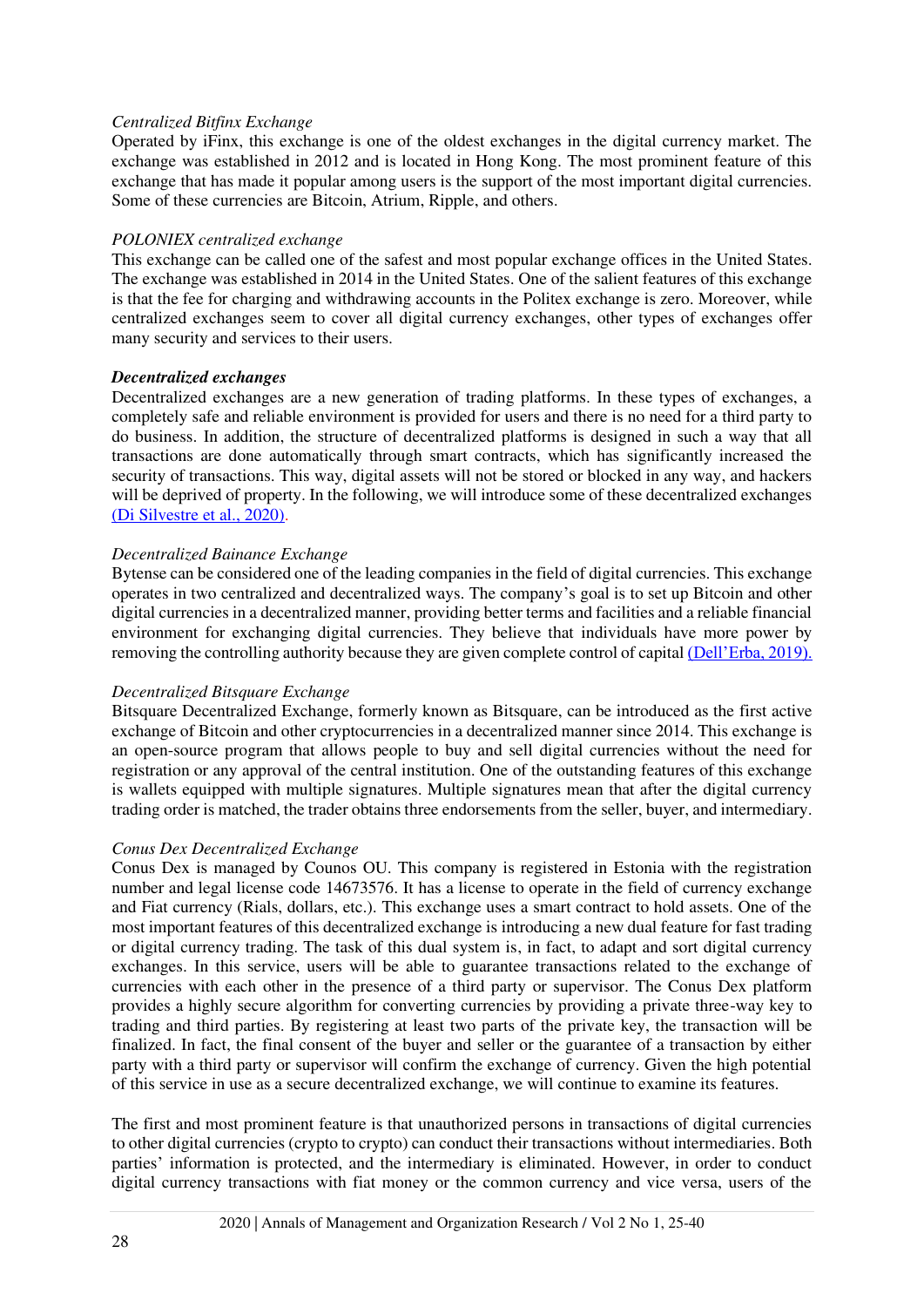*Centralized Bitfinx Exchange*

Operated by iFinx, this exchange is one of the oldest exchanges in the digital currency market. The exchange was established in 2012 and is located in Hong Kong. The most prominent feature of this exchange that has made it popular among users is the support of the most important digital currencies. Some of these currencies are Bitcoin, Atrium, Ripple, and others.

*POLONIEX centralized exchange*

This exchange can be called one of the safest and most popular exchange offices in the United States. The exchange was established in 2014 in the United States. One of the salient features of this exchange is that the fee for charging and withdrawing accounts in the Politex exchange is zero. Moreover, while centralized exchanges seem to cover all digital currency exchanges, other types of exchanges offer many security and services to their users.

***Decentralized exchanges***

Decentralized exchanges are a new generation of trading platforms. In these types of exchanges, a completely safe and reliable environment is provided for users and there is no need for a third party to do business. In addition, the structure of decentralized platforms is designed in such a way that all transactions are done automatically through smart contracts, which has significantly increased the security of transactions. This way, digital assets will not be stored or blocked in any way, and hackers will be deprived of property. In the following, we will introduce some of these decentralized exchanges (Di Silvestre et al., 2020).

*Decentralized Bainance Exchange*

Bytense can be considered one of the leading companies in the field of digital currencies. This exchange operates in two centralized and decentralized ways. The company's goal is to set up Bitcoin and other digital currencies in a decentralized manner, providing better terms and facilities and a reliable financial environment for exchanging digital currencies. They believe that individuals have more power by removing the controlling authority because they are given complete control of capital (Dell'Erba, 2019).

*Decentralized Bitsquare Exchange*

Bitsquare Decentralized Exchange, formerly known as Bitsquare, can be introduced as the first active exchange of Bitcoin and other cryptocurrencies in a decentralized manner since 2014. This exchange is an open-source program that allows people to buy and sell digital currencies without the need for registration or any approval of the central institution. One of the outstanding features of this exchange is wallets equipped with multiple signatures. Multiple signatures mean that after the digital currency trading order is matched, the trader obtains three endorsements from the seller, buyer, and intermediary.

*Conus Dex Decentralized Exchange*

Conus Dex is managed by Counos OU. This company is registered in Estonia with the registration number and legal license code 14673576. It has a license to operate in the field of currency exchange and Fiat currency (Rials, dollars, etc.). This exchange uses a smart contract to hold assets. One of the most important features of this decentralized exchange is introducing a new dual feature for fast trading or digital currency trading. The task of this dual system is, in fact, to adapt and sort digital currency exchanges. In this service, users will be able to guarantee transactions related to the exchange of currencies with each other in the presence of a third party or supervisor. The Conus Dex platform provides a highly secure algorithm for converting currencies by providing a private three-way key to trading and third parties. By registering at least two parts of the private key, the transaction will be finalized. In fact, the final consent of the buyer and seller or the guarantee of a transaction by either party with a third party or supervisor will confirm the exchange of currency. Given the high potential of this service in use as a secure decentralized exchange, we will continue to examine its features.

The first and most prominent feature is that unauthorized persons in transactions of digital currencies to other digital currencies (crypto to crypto) can conduct their transactions without intermediaries. Both parties' information is protected, and the intermediary is eliminated. However, in order to conduct digital currency transactions with fiat money or the common currency and vice versa, users of the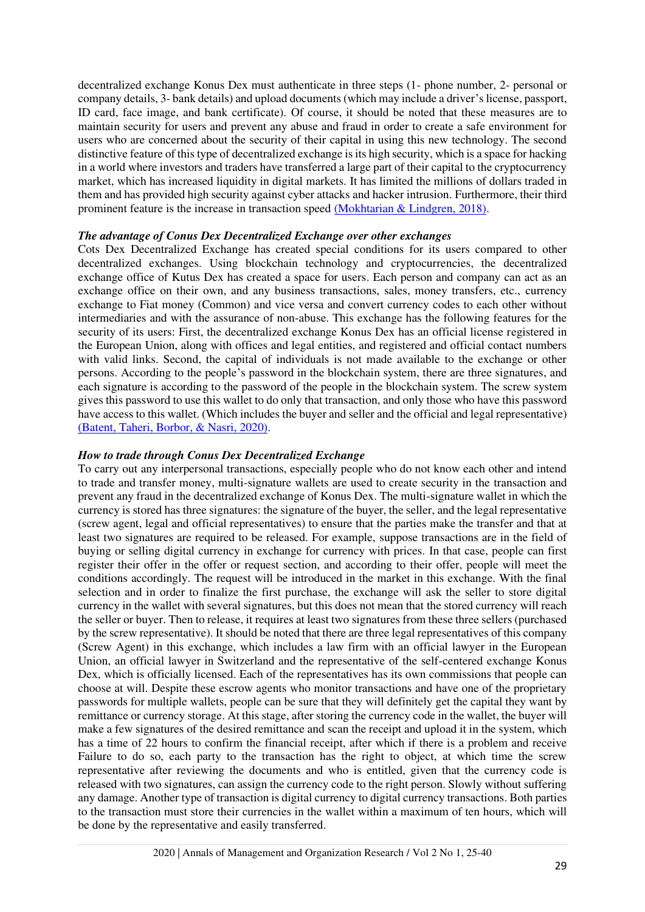decentralized exchange Konus Dex must authenticate in three steps (1- phone number, 2- personal or company details, 3- bank details) and upload documents (which may include a driver's license, passport, ID card, face image, and bank certificate). Of course, it should be noted that these measures are to maintain security for users and prevent any abuse and fraud in order to create a safe environment for users who are concerned about the security of their capital in using this new technology. The second distinctive feature of this type of decentralized exchange is its high security, which is a space for hacking in a world where investors and traders have transferred a large part of their capital to the cryptocurrency market, which has increased liquidity in digital markets. It has limited the millions of dollars traded in them and has provided high security against cyber attacks and hacker intrusion. Furthermore, their third prominent feature is the increase in transaction speed (Mokhtarian & Lindgren, 2018).

### *The advantage of Conus Dex Decentralized Exchange over other exchanges*

Cots Dex Decentralized Exchange has created special conditions for its users compared to other decentralized exchanges. Using blockchain technology and cryptocurrencies, the decentralized exchange office of Kutus Dex has created a space for users. Each person and company can act as an exchange office on their own, and any business transactions, sales, money transfers, etc., currency exchange to Fiat money (Common) and vice versa and convert currency codes to each other without intermediaries and with the assurance of non-abuse. This exchange has the following features for the security of its users: First, the decentralized exchange Konus Dex has an official license registered in the European Union, along with offices and legal entities, and registered and official contact numbers with valid links. Second, the capital of individuals is not made available to the exchange or other persons. According to the people's password in the blockchain system, there are three signatures, and each signature is according to the password of the people in the blockchain system. The screw system gives this password to use this wallet to do only that transaction, and only those who have this password have access to this wallet. (Which includes the buyer and seller and the official and legal representative) (Batent, Taheri, Borbor, & Nasri, 2020).

### *How to trade through Conus Dex Decentralized Exchange*

To carry out any interpersonal transactions, especially people who do not know each other and intend to trade and transfer money, multi-signature wallets are used to create security in the transaction and prevent any fraud in the decentralized exchange of Konus Dex. The multi-signature wallet in which the currency is stored has three signatures: the signature of the buyer, the seller, and the legal representative (screw agent, legal and official representatives) to ensure that the parties make the transfer and that at least two signatures are required to be released. For example, suppose transactions are in the field of buying or selling digital currency in exchange for currency with prices. In that case, people can first register their offer in the offer or request section, and according to their offer, people will meet the conditions accordingly. The request will be introduced in the market in this exchange. With the final selection and in order to finalize the first purchase, the exchange will ask the seller to store digital currency in the wallet with several signatures, but this does not mean that the stored currency will reach the seller or buyer. Then to release, it requires at least two signatures from these three sellers (purchased by the screw representative). It should be noted that there are three legal representatives of this company (Screw Agent) in this exchange, which includes a law firm with an official lawyer in the European Union, an official lawyer in Switzerland and the representative of the self-centered exchange Konus Dex, which is officially licensed. Each of the representatives has its own commissions that people can choose at will. Despite these escrow agents who monitor transactions and have one of the proprietary passwords for multiple wallets, people can be sure that they will definitely get the capital they want by remittance or currency storage. At this stage, after storing the currency code in the wallet, the buyer will make a few signatures of the desired remittance and scan the receipt and upload it in the system, which has a time of 22 hours to confirm the financial receipt, after which if there is a problem and receive Failure to do so, each party to the transaction has the right to object, at which time the screw representative after reviewing the documents and who is entitled, given that the currency code is released with two signatures, can assign the currency code to the right person. Slowly without suffering any damage. Another type of transaction is digital currency to digital currency transactions. Both parties to the transaction must store their currencies in the wallet within a maximum of ten hours, which will be done by the representative and easily transferred.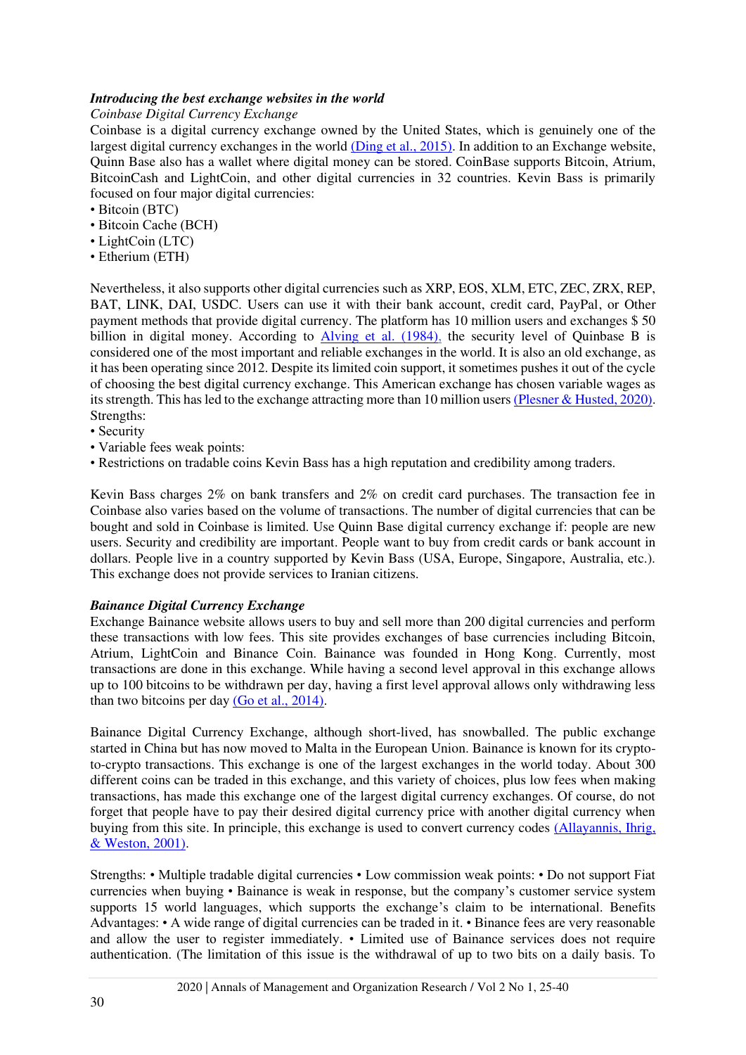***Introducing the best exchange websites in the world***

*Coinbase Digital Currency Exchange*

Coinbase is a digital currency exchange owned by the United States, which is genuinely one of the largest digital currency exchanges in the world (Ding et al., 2015). In addition to an Exchange website, Quinn Base also has a wallet where digital money can be stored. CoinBase supports Bitcoin, Atrium, BitcoinCash and LightCoin, and other digital currencies in 32 countries. Kevin Bass is primarily focused on four major digital currencies:

- Bitcoin (BTC)
- Bitcoin Cache (BCH)
- LightCoin (LTC)
- Etherium (ETH)

Nevertheless, it also supports other digital currencies such as XRP, EOS, XLM, ETC, ZEC, ZRX, REP, BAT, LINK, DAI, USDC. Users can use it with their bank account, credit card, PayPal, or Other payment methods that provide digital currency. The platform has 10 million users and exchanges $ 50 billion in digital money. According to Alving et al. (1984), the security level of Quinbase B is considered one of the most important and reliable exchanges in the world. It is also an old exchange, as it has been operating since 2012. Despite its limited coin support, it sometimes pushes it out of the cycle of choosing the best digital currency exchange. This American exchange has chosen variable wages as its strength. This has led to the exchange attracting more than 10 million users (Plesner & Husted, 2020).

Strengths:

- Security
- Variable fees weak points:
- Restrictions on tradable coins Kevin Bass has a high reputation and credibility among traders.

Kevin Bass charges 2% on bank transfers and 2% on credit card purchases. The transaction fee in Coinbase also varies based on the volume of transactions. The number of digital currencies that can be bought and sold in Coinbase is limited. Use Quinn Base digital currency exchange if: people are new users. Security and credibility are important. People want to buy from credit cards or bank account in dollars. People live in a country supported by Kevin Bass (USA, Europe, Singapore, Australia, etc.). This exchange does not provide services to Iranian citizens.

***Bainance Digital Currency Exchange***

Exchange Bainance website allows users to buy and sell more than 200 digital currencies and perform these transactions with low fees. This site provides exchanges of base currencies including Bitcoin, Atrium, LightCoin and Binance Coin. Bainance was founded in Hong Kong. Currently, most transactions are done in this exchange. While having a second level approval in this exchange allows up to 100 bitcoins to be withdrawn per day, having a first level approval allows only withdrawing less than two bitcoins per day (Go et al., 2014).

Bainance Digital Currency Exchange, although short-lived, has snowballed. The public exchange started in China but has now moved to Malta in the European Union. Bainance is known for its crypto-to-crypto transactions. This exchange is one of the largest exchanges in the world today. About 300 different coins can be traded in this exchange, and this variety of choices, plus low fees when making transactions, has made this exchange one of the largest digital currency exchanges. Of course, do not forget that people have to pay their desired digital currency price with another digital currency when buying from this site. In principle, this exchange is used to convert currency codes (Allayannis, Ihrig, & Weston, 2001).

Strengths: • Multiple tradable digital currencies • Low commission weak points: • Do not support Fiat currencies when buying • Bainance is weak in response, but the company's customer service system supports 15 world languages, which supports the exchange's claim to be international. Benefits Advantages: • A wide range of digital currencies can be traded in it. • Binance fees are very reasonable and allow the user to register immediately. • Limited use of Bainance services does not require authentication. (The limitation of this issue is the withdrawal of up to two bits on a daily basis. To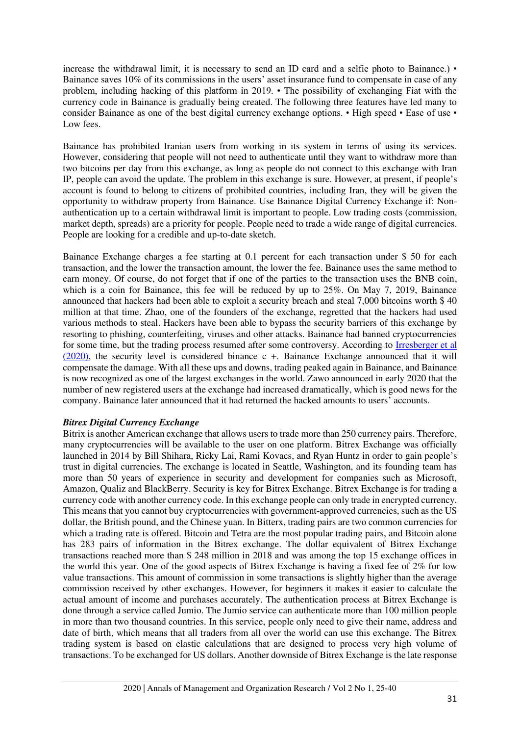increase the withdrawal limit, it is necessary to send an ID card and a selfie photo to Bainance.) • Bainance saves 10% of its commissions in the users' asset insurance fund to compensate in case of any problem, including hacking of this platform in 2019. • The possibility of exchanging Fiat with the currency code in Bainance is gradually being created. The following three features have led many to consider Bainance as one of the best digital currency exchange options. • High speed • Ease of use • Low fees.

Bainance has prohibited Iranian users from working in its system in terms of using its services. However, considering that people will not need to authenticate until they want to withdraw more than two bitcoins per day from this exchange, as long as people do not connect to this exchange with Iran IP, people can avoid the update. The problem in this exchange is sure. However, at present, if people's account is found to belong to citizens of prohibited countries, including Iran, they will be given the opportunity to withdraw property from Bainance. Use Bainance Digital Currency Exchange if: Non-authentication up to a certain withdrawal limit is important to people. Low trading costs (commission, market depth, spreads) are a priority for people. People need to trade a wide range of digital currencies. People are looking for a credible and up-to-date sketch.

Bainance Exchange charges a fee starting at 0.1 percent for each transaction under $ 50 for each transaction, and the lower the transaction amount, the lower the fee. Bainance uses the same method to earn money. Of course, do not forget that if one of the parties to the transaction uses the BNB coin, which is a coin for Bainance, this fee will be reduced by up to 25%. On May 7, 2019, Bainance announced that hackers had been able to exploit a security breach and steal 7,000 bitcoins worth $ 40 million at that time. Zhao, one of the founders of the exchange, regretted that the hackers had used various methods to steal. Hackers have been able to bypass the security barriers of this exchange by resorting to phishing, counterfeiting, viruses and other attacks. Bainance had banned cryptocurrencies for some time, but the trading process resumed after some controversy. According to Irresberger et al (2020), the security level is considered binance c +. Bainance Exchange announced that it will compensate the damage. With all these ups and downs, trading peaked again in Bainance, and Bainance is now recognized as one of the largest exchanges in the world. Zawo announced in early 2020 that the number of new registered users at the exchange had increased dramatically, which is good news for the company. Bainance later announced that it had returned the hacked amounts to users' accounts.

***Bitrex Digital Currency Exchange***

Bitrix is another American exchange that allows users to trade more than 250 currency pairs. Therefore, many cryptocurrencies will be available to the user on one platform. Bitrex Exchange was officially launched in 2014 by Bill Shihara, Ricky Lai, Rami Kovacs, and Ryan Huntz in order to gain people's trust in digital currencies. The exchange is located in Seattle, Washington, and its founding team has more than 50 years of experience in security and development for companies such as Microsoft, Amazon, Qualiz and BlackBerry. Security is key for Bitrex Exchange. Bitrex Exchange is for trading a currency code with another currency code. In this exchange people can only trade in encrypted currency. This means that you cannot buy cryptocurrencies with government-approved currencies, such as the US dollar, the British pound, and the Chinese yuan. In Bitterx, trading pairs are two common currencies for which a trading rate is offered. Bitcoin and Tetra are the most popular trading pairs, and Bitcoin alone has 283 pairs of information in the Bitrex exchange. The dollar equivalent of Bitrex Exchange transactions reached more than $ 248 million in 2018 and was among the top 15 exchange offices in the world this year. One of the good aspects of Bitrex Exchange is having a fixed fee of 2% for low value transactions. This amount of commission in some transactions is slightly higher than the average commission received by other exchanges. However, for beginners it makes it easier to calculate the actual amount of income and purchases accurately. The authentication process at Bitrex Exchange is done through a service called Jumio. The Jumio service can authenticate more than 100 million people in more than two thousand countries. In this service, people only need to give their name, address and date of birth, which means that all traders from all over the world can use this exchange. The Bitrex trading system is based on elastic calculations that are designed to process very high volume of transactions. To be exchanged for US dollars. Another downside of Bitrex Exchange is the late response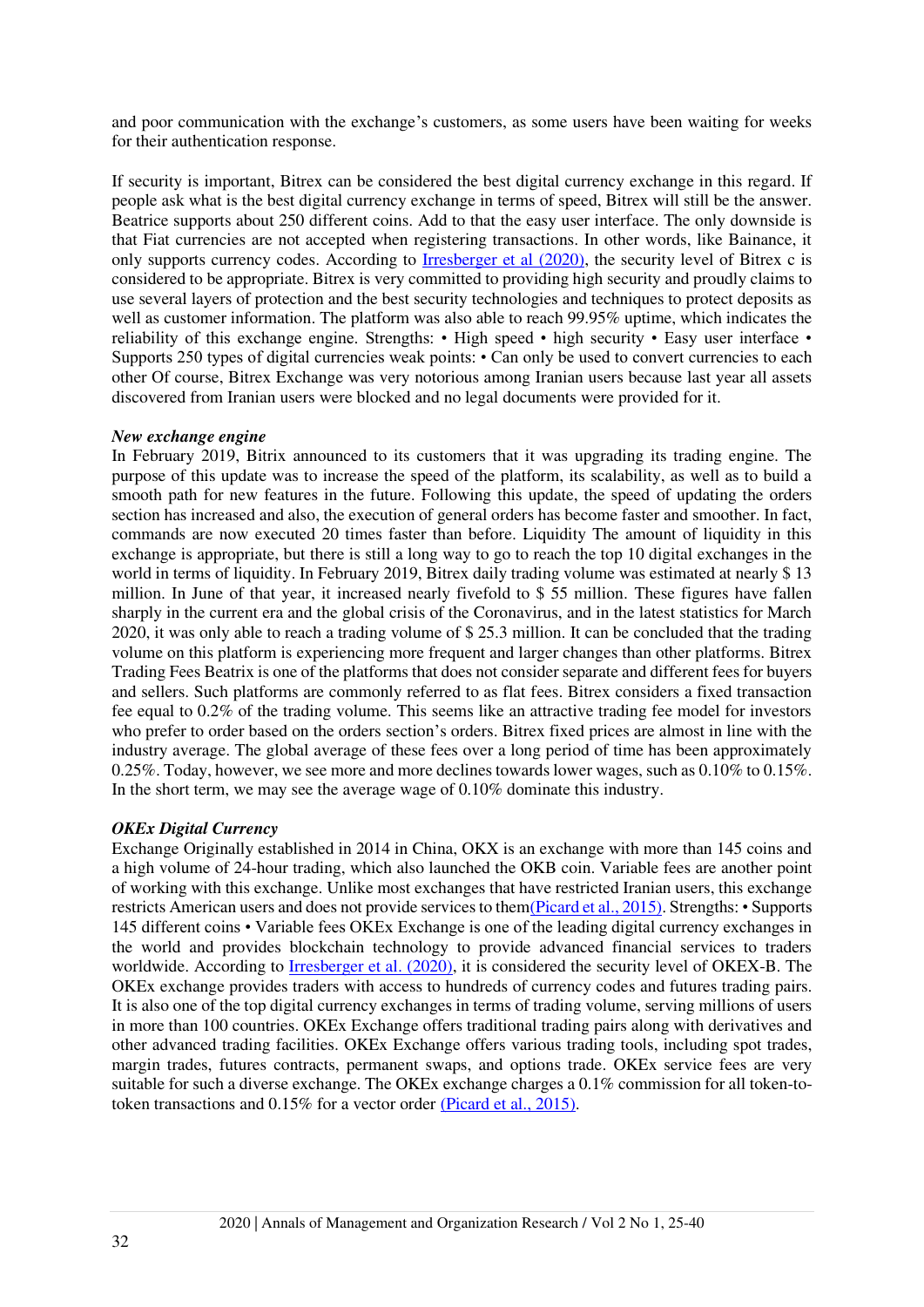and poor communication with the exchange's customers, as some users have been waiting for weeks for their authentication response.

If security is important, Bitrex can be considered the best digital currency exchange in this regard. If people ask what is the best digital currency exchange in terms of speed, Bitrex will still be the answer. Beatrice supports about 250 different coins. Add to that the easy user interface. The only downside is that Fiat currencies are not accepted when registering transactions. In other words, like Bainance, it only supports currency codes. According to Irresberger et al (2020), the security level of Bitrex c is considered to be appropriate. Bitrex is very committed to providing high security and proudly claims to use several layers of protection and the best security technologies and techniques to protect deposits as well as customer information. The platform was also able to reach 99.95% uptime, which indicates the reliability of this exchange engine. Strengths: • High speed • high security • Easy user interface • Supports 250 types of digital currencies weak points: • Can only be used to convert currencies to each other Of course, Bitrex Exchange was very notorious among Iranian users because last year all assets discovered from Iranian users were blocked and no legal documents were provided for it.

***New exchange engine***

In February 2019, Bitrix announced to its customers that it was upgrading its trading engine. The purpose of this update was to increase the speed of the platform, its scalability, as well as to build a smooth path for new features in the future. Following this update, the speed of updating the orders section has increased and also, the execution of general orders has become faster and smoother. In fact, commands are now executed 20 times faster than before. Liquidity The amount of liquidity in this exchange is appropriate, but there is still a long way to go to reach the top 10 digital exchanges in the world in terms of liquidity. In February 2019, Bitrex daily trading volume was estimated at nearly $ 13 million. In June of that year, it increased nearly fivefold to $ 55 million. These figures have fallen sharply in the current era and the global crisis of the Coronavirus, and in the latest statistics for March 2020, it was only able to reach a trading volume of $ 25.3 million. It can be concluded that the trading volume on this platform is experiencing more frequent and larger changes than other platforms. Bitrex Trading Fees Beatrix is one of the platforms that does not consider separate and different fees for buyers and sellers. Such platforms are commonly referred to as flat fees. Bitrex considers a fixed transaction fee equal to 0.2% of the trading volume. This seems like an attractive trading fee model for investors who prefer to order based on the orders section's orders. Bitrex fixed prices are almost in line with the industry average. The global average of these fees over a long period of time has been approximately 0.25%. Today, however, we see more and more declines towards lower wages, such as 0.10% to 0.15%. In the short term, we may see the average wage of 0.10% dominate this industry.

***OKEx Digital Currency***

Exchange Originally established in 2014 in China, OKX is an exchange with more than 145 coins and a high volume of 24-hour trading, which also launched the OKB coin. Variable fees are another point of working with this exchange. Unlike most exchanges that have restricted Iranian users, this exchange restricts American users and does not provide services to them(Picard et al., 2015). Strengths: • Supports 145 different coins • Variable fees OKEx Exchange is one of the leading digital currency exchanges in the world and provides blockchain technology to provide advanced financial services to traders worldwide. According to Irresberger et al. (2020), it is considered the security level of OKEX-B. The OKEx exchange provides traders with access to hundreds of currency codes and futures trading pairs. It is also one of the top digital currency exchanges in terms of trading volume, serving millions of users in more than 100 countries. OKEx Exchange offers traditional trading pairs along with derivatives and other advanced trading facilities. OKEx Exchange offers various trading tools, including spot trades, margin trades, futures contracts, permanent swaps, and options trade. OKEx service fees are very suitable for such a diverse exchange. The OKEx exchange charges a 0.1% commission for all token-to-token transactions and 0.15% for a vector order (Picard et al., 2015).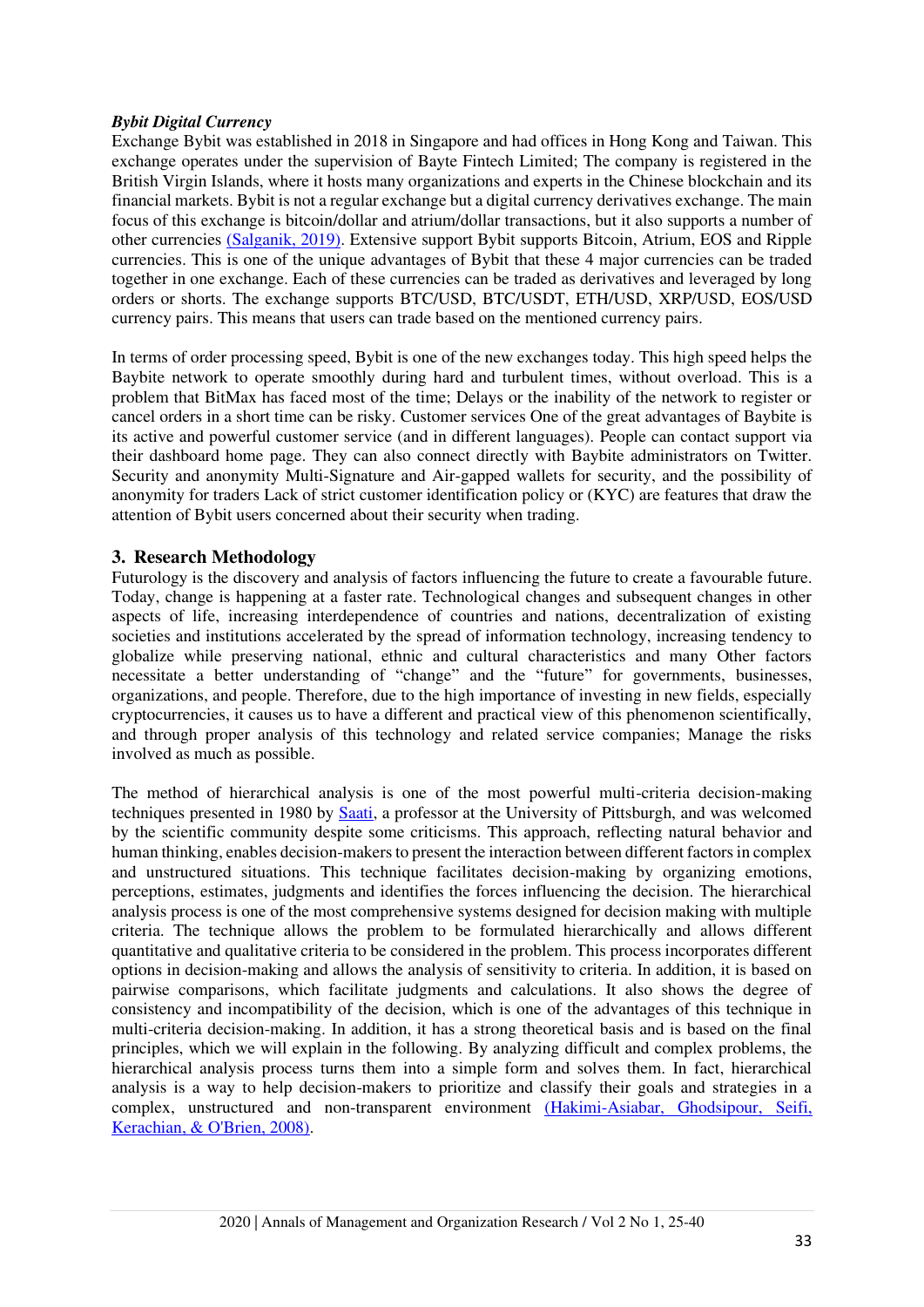***Bybit Digital Currency***

Exchange Bybit was established in 2018 in Singapore and had offices in Hong Kong and Taiwan. This exchange operates under the supervision of Bayte Fintech Limited; The company is registered in the British Virgin Islands, where it hosts many organizations and experts in the Chinese blockchain and its financial markets. Bybit is not a regular exchange but a digital currency derivatives exchange. The main focus of this exchange is bitcoin/dollar and atrium/dollar transactions, but it also supports a number of other currencies (Salganik, 2019). Extensive support Bybit supports Bitcoin, Atrium, EOS and Ripple currencies. This is one of the unique advantages of Bybit that these 4 major currencies can be traded together in one exchange. Each of these currencies can be traded as derivatives and leveraged by long orders or shorts. The exchange supports BTC/USD, BTC/USDT, ETH/USD, XRP/USD, EOS/USD currency pairs. This means that users can trade based on the mentioned currency pairs.

In terms of order processing speed, Bybit is one of the new exchanges today. This high speed helps the Baybite network to operate smoothly during hard and turbulent times, without overload. This is a problem that BitMax has faced most of the time; Delays or the inability of the network to register or cancel orders in a short time can be risky. Customer services One of the great advantages of Baybite is its active and powerful customer service (and in different languages). People can contact support via their dashboard home page. They can also connect directly with Baybite administrators on Twitter. Security and anonymity Multi-Signature and Air-gapped wallets for security, and the possibility of anonymity for traders Lack of strict customer identification policy or (KYC) are features that draw the attention of Bybit users concerned about their security when trading.

## 3. Research Methodology

Futurology is the discovery and analysis of factors influencing the future to create a favourable future. Today, change is happening at a faster rate. Technological changes and subsequent changes in other aspects of life, increasing interdependence of countries and nations, decentralization of existing societies and institutions accelerated by the spread of information technology, increasing tendency to globalize while preserving national, ethnic and cultural characteristics and many Other factors necessitate a better understanding of "change" and the "future" for governments, businesses, organizations, and people. Therefore, due to the high importance of investing in new fields, especially cryptocurrencies, it causes us to have a different and practical view of this phenomenon scientifically, and through proper analysis of this technology and related service companies; Manage the risks involved as much as possible.

The method of hierarchical analysis is one of the most powerful multi-criteria decision-making techniques presented in 1980 by Saati, a professor at the University of Pittsburgh, and was welcomed by the scientific community despite some criticisms. This approach, reflecting natural behavior and human thinking, enables decision-makers to present the interaction between different factors in complex and unstructured situations. This technique facilitates decision-making by organizing emotions, perceptions, estimates, judgments and identifies the forces influencing the decision. The hierarchical analysis process is one of the most comprehensive systems designed for decision making with multiple criteria. The technique allows the problem to be formulated hierarchically and allows different quantitative and qualitative criteria to be considered in the problem. This process incorporates different options in decision-making and allows the analysis of sensitivity to criteria. In addition, it is based on pairwise comparisons, which facilitate judgments and calculations. It also shows the degree of consistency and incompatibility of the decision, which is one of the advantages of this technique in multi-criteria decision-making. In addition, it has a strong theoretical basis and is based on the final principles, which we will explain in the following. By analyzing difficult and complex problems, the hierarchical analysis process turns them into a simple form and solves them. In fact, hierarchical analysis is a way to help decision-makers to prioritize and classify their goals and strategies in a complex, unstructured and non-transparent environment (Hakimi-Asiabar, Ghodsipour, Seifi, Kerachian, & O'Brien, 2008).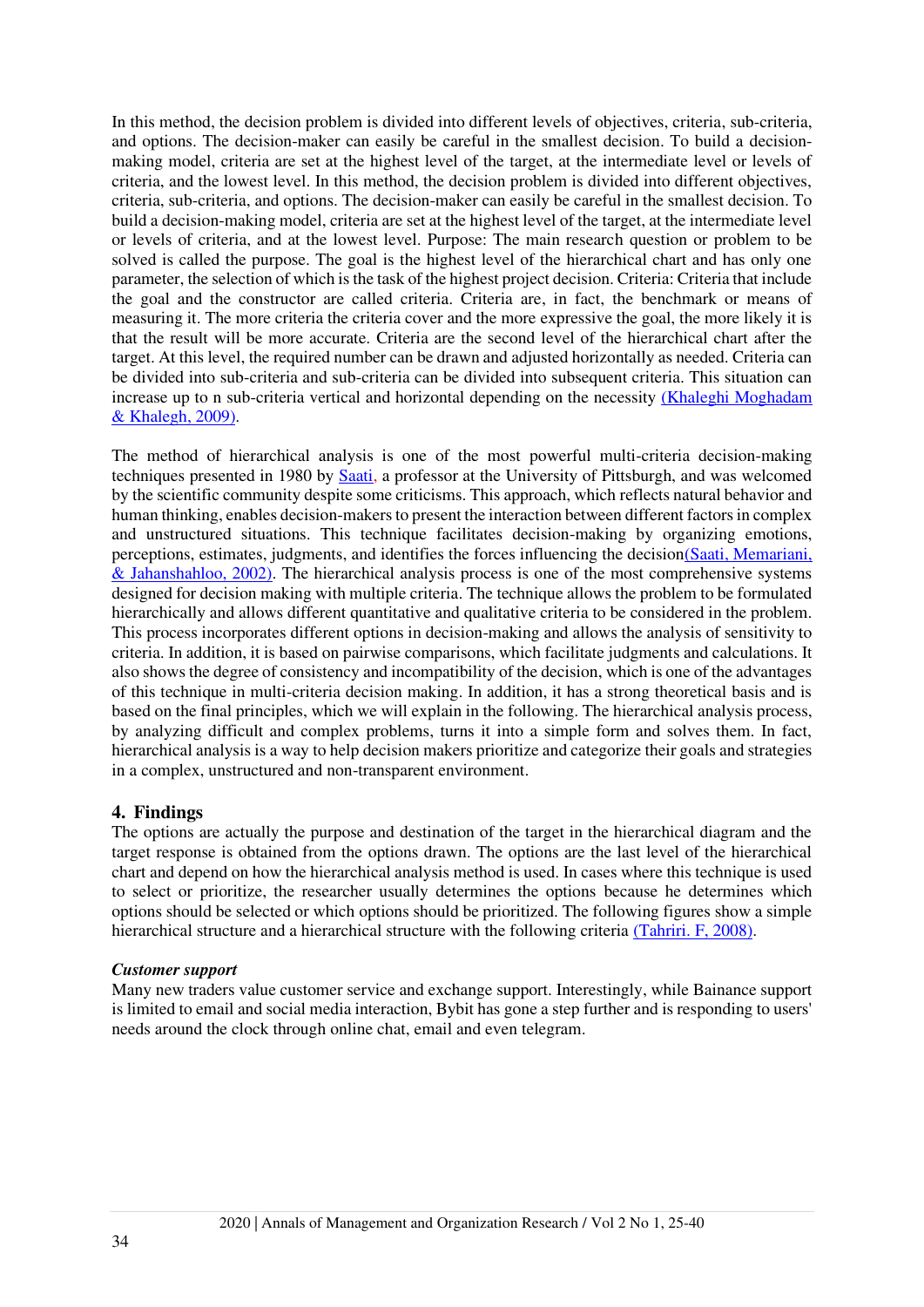In this method, the decision problem is divided into different levels of objectives, criteria, sub-criteria, and options. The decision-maker can easily be careful in the smallest decision. To build a decision-making model, criteria are set at the highest level of the target, at the intermediate level or levels of criteria, and the lowest level. In this method, the decision problem is divided into different objectives, criteria, sub-criteria, and options. The decision-maker can easily be careful in the smallest decision. To build a decision-making model, criteria are set at the highest level of the target, at the intermediate level or levels of criteria, and at the lowest level. Purpose: The main research question or problem to be solved is called the purpose. The goal is the highest level of the hierarchical chart and has only one parameter, the selection of which is the task of the highest project decision. Criteria: Criteria that include the goal and the constructor are called criteria. Criteria are, in fact, the benchmark or means of measuring it. The more criteria the criteria cover and the more expressive the goal, the more likely it is that the result will be more accurate. Criteria are the second level of the hierarchical chart after the target. At this level, the required number can be drawn and adjusted horizontally as needed. Criteria can be divided into sub-criteria and sub-criteria can be divided into subsequent criteria. This situation can increase up to n sub-criteria vertical and horizontal depending on the necessity (Khaleghi Moghadam & Khalegh, 2009).

The method of hierarchical analysis is one of the most powerful multi-criteria decision-making techniques presented in 1980 by Saati, a professor at the University of Pittsburgh, and was welcomed by the scientific community despite some criticisms. This approach, which reflects natural behavior and human thinking, enables decision-makers to present the interaction between different factors in complex and unstructured situations. This technique facilitates decision-making by organizing emotions, perceptions, estimates, judgments, and identifies the forces influencing the decision(Saati, Memariani, & Jahanshahloo, 2002). The hierarchical analysis process is one of the most comprehensive systems designed for decision making with multiple criteria. The technique allows the problem to be formulated hierarchically and allows different quantitative and qualitative criteria to be considered in the problem. This process incorporates different options in decision-making and allows the analysis of sensitivity to criteria. In addition, it is based on pairwise comparisons, which facilitate judgments and calculations. It also shows the degree of consistency and incompatibility of the decision, which is one of the advantages of this technique in multi-criteria decision making. In addition, it has a strong theoretical basis and is based on the final principles, which we will explain in the following. The hierarchical analysis process, by analyzing difficult and complex problems, turns it into a simple form and solves them. In fact, hierarchical analysis is a way to help decision makers prioritize and categorize their goals and strategies in a complex, unstructured and non-transparent environment.

## 4. Findings

The options are actually the purpose and destination of the target in the hierarchical diagram and the target response is obtained from the options drawn. The options are the last level of the hierarchical chart and depend on how the hierarchical analysis method is used. In cases where this technique is used to select or prioritize, the researcher usually determines the options because he determines which options should be selected or which options should be prioritized. The following figures show a simple hierarchical structure and a hierarchical structure with the following criteria (Tahriri. F, 2008).

***Customer support***

Many new traders value customer service and exchange support. Interestingly, while Bainance support is limited to email and social media interaction, Bybit has gone a step further and is responding to users' needs around the clock through online chat, email and even telegram.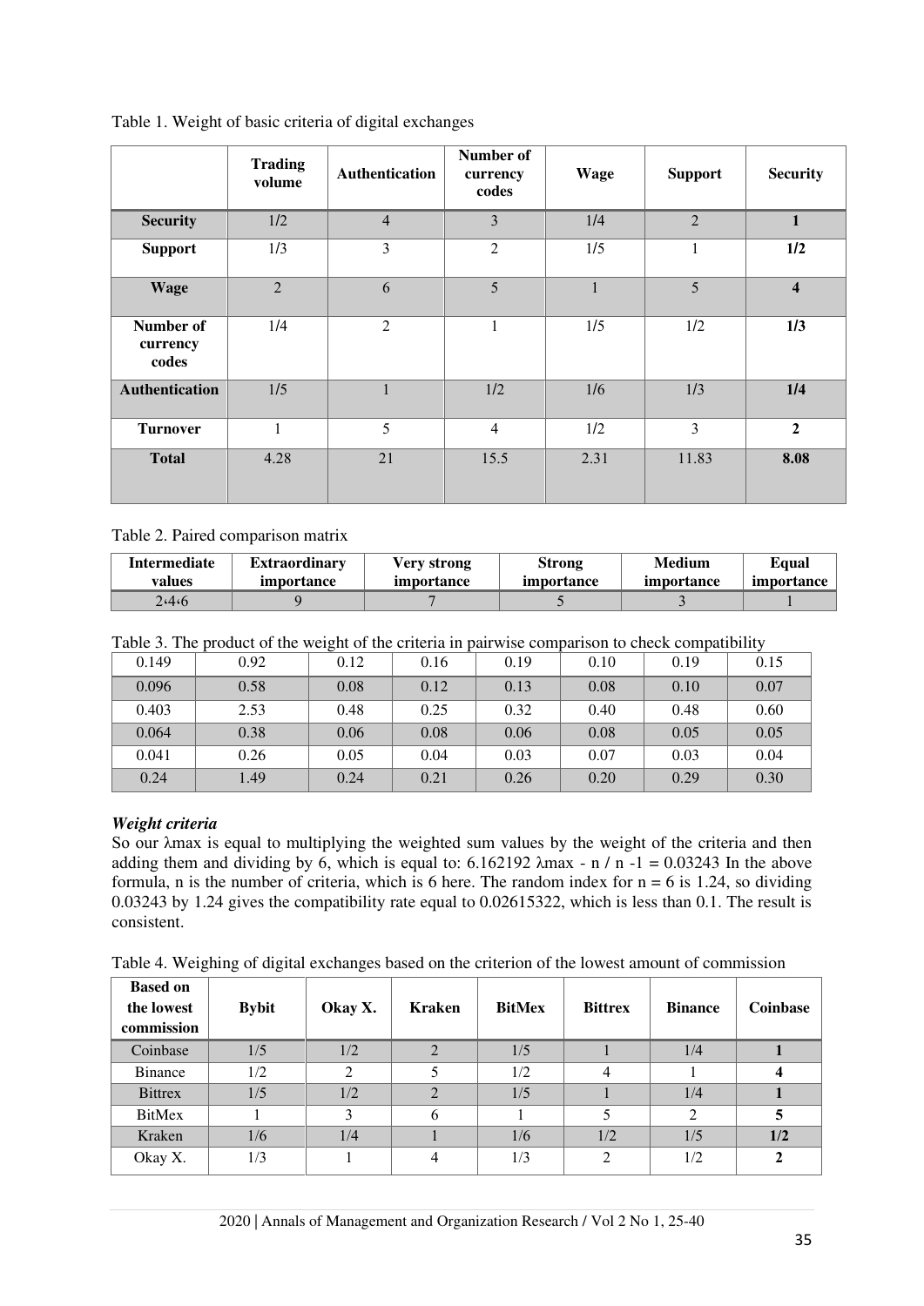Table 1. Weight of basic criteria of digital exchanges

| | Trading volume | Authentication | Number of currency codes | Wage | Support | Security |
|---|---|---|---|---|---|---|
| **Security** | 1/2 | 4 | 3 | 1/4 | 2 | **1** |
| **Support** | 1/3 | 3 | 2 | 1/5 | 1 | **1/2** |
| **Wage** | 2 | 6 | 5 | 1 | 5 | **4** |
| **Number of currency codes** | 1/4 | 2 | 1 | 1/5 | 1/2 | **1/3** |
| **Authentication** | 1/5 | 1 | 1/2 | 1/6 | 1/3 | **1/4** |
| **Turnover** | 1 | 5 | 4 | 1/2 | 3 | **2** |
| **Total** | 4.28 | 21 | 15.5 | 2.31 | 11.83 | **8.08** |

Table 2. Paired comparison matrix

| Intermediate values | Extraordinary importance | Very strong importance | Strong importance | Medium importance | Equal importance |
|---|---|---|---|---|---|
| 2،4،6 | 9 | 7 | 5 | 3 | 1 |

Table 3. The product of the weight of the criteria in pairwise comparison to check compatibility

| | | | | | | | |
|---|---|---|---|---|---|---|---|
| 0.149 | 0.92 | 0.12 | 0.16 | 0.19 | 0.10 | 0.19 | 0.15 |
| 0.096 | 0.58 | 0.08 | 0.12 | 0.13 | 0.08 | 0.10 | 0.07 |
| 0.403 | 2.53 | 0.48 | 0.25 | 0.32 | 0.40 | 0.48 | 0.60 |
| 0.064 | 0.38 | 0.06 | 0.08 | 0.06 | 0.08 | 0.05 | 0.05 |
| 0.041 | 0.26 | 0.05 | 0.04 | 0.03 | 0.07 | 0.03 | 0.04 |
| 0.24 | 1.49 | 0.24 | 0.21 | 0.26 | 0.20 | 0.29 | 0.30 |

***Weight criteria***

So our λmax is equal to multiplying the weighted sum values by the weight of the criteria and then adding them and dividing by 6, which is equal to: 6.162192 λmax - n / n -1 = 0.03243 In the above formula, n is the number of criteria, which is 6 here. The random index for n = 6 is 1.24, so dividing 0.03243 by 1.24 gives the compatibility rate equal to 0.02615322, which is less than 0.1. The result is consistent.

Table 4. Weighing of digital exchanges based on the criterion of the lowest amount of commission

| Based on the lowest commission | Bybit | Okay X. | Kraken | BitMex | Bittrex | Binance | Coinbase |
|---|---|---|---|---|---|---|---|
| Coinbase | 1/5 | 1/2 | 2 | 1/5 | 1 | 1/4 | **1** |
| Binance | 1/2 | 2 | 5 | 1/2 | 4 | 1 | **4** |
| Bittrex | 1/5 | 1/2 | 2 | 1/5 | 1 | 1/4 | **1** |
| BitMex | 1 | 3 | 6 | 1 | 5 | 2 | **5** |
| Kraken | 1/6 | 1/4 | 1 | 1/6 | 1/2 | 1/5 | **1/2** |
| Okay X. | 1/3 | 1 | 4 | 1/3 | 2 | 1/2 | **2** |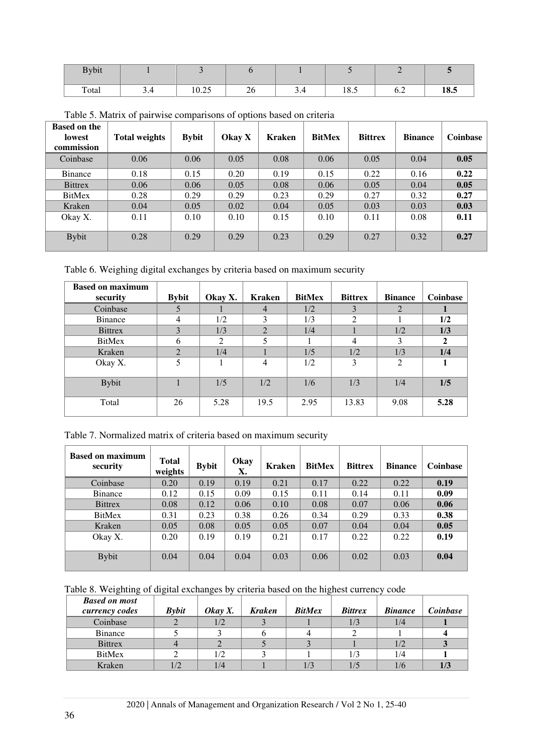| Bybit | 1 | 3 | 6 | 1 | 5 | 2 | **5** |
|---|---|---|---|---|---|---|---|
| Total | 3.4 | 10.25 | 26 | 3.4 | 18.5 | 6.2 | **18.5** |

Table 5. Matrix of pairwise comparisons of options based on criteria

| Based on the lowest commission | Total weights | Bybit | Okay X | Kraken | BitMex | Bittrex | Binance | Coinbase |
|---|---|---|---|---|---|---|---|---|
| Coinbase | 0.06 | 0.06 | 0.05 | 0.08 | 0.06 | 0.05 | 0.04 | **0.05** |
| Binance | 0.18 | 0.15 | 0.20 | 0.19 | 0.15 | 0.22 | 0.16 | **0.22** |
| Bittrex | 0.06 | 0.06 | 0.05 | 0.08 | 0.06 | 0.05 | 0.04 | **0.05** |
| BitMex | 0.28 | 0.29 | 0.29 | 0.23 | 0.29 | 0.27 | 0.32 | **0.27** |
| Kraken | 0.04 | 0.05 | 0.02 | 0.04 | 0.05 | 0.03 | 0.03 | **0.03** |
| Okay X. | 0.11 | 0.10 | 0.10 | 0.15 | 0.10 | 0.11 | 0.08 | **0.11** |
| Bybit | 0.28 | 0.29 | 0.29 | 0.23 | 0.29 | 0.27 | 0.32 | **0.27** |

Table 6. Weighing digital exchanges by criteria based on maximum security

| Based on maximum security | Bybit | Okay X. | Kraken | BitMex | Bittrex | Binance | Coinbase |
|---|---|---|---|---|---|---|---|
| Coinbase | 5 | 1 | 4 | 1/2 | 3 | 2 | **1** |
| Binance | 4 | 1/2 | 3 | 1/3 | 2 | 1 | **1/2** |
| Bittrex | 3 | 1/3 | 2 | 1/4 | 1 | 1/2 | **1/3** |
| BitMex | 6 | 2 | 5 | 1 | 4 | 3 | **2** |
| Kraken | 2 | 1/4 | 1 | 1/5 | 1/2 | 1/3 | **1/4** |
| Okay X. | 5 | 1 | 4 | 1/2 | 3 | 2 | **1** |
| Bybit | 1 | 1/5 | 1/2 | 1/6 | 1/3 | 1/4 | **1/5** |
| Total | 26 | 5.28 | 19.5 | 2.95 | 13.83 | 9.08 | **5.28** |

Table 7. Normalized matrix of criteria based on maximum security

| Based on maximum security | Total weights | Bybit | Okay X. | Kraken | BitMex | Bittrex | Binance | Coinbase |
|---|---|---|---|---|---|---|---|---|
| Coinbase | 0.20 | 0.19 | 0.19 | 0.21 | 0.17 | 0.22 | 0.22 | **0.19** |
| Binance | 0.12 | 0.15 | 0.09 | 0.15 | 0.11 | 0.14 | 0.11 | **0.09** |
| Bittrex | 0.08 | 0.12 | 0.06 | 0.10 | 0.08 | 0.07 | 0.06 | **0.06** |
| BitMex | 0.31 | 0.23 | 0.38 | 0.26 | 0.34 | 0.29 | 0.33 | **0.38** |
| Kraken | 0.05 | 0.08 | 0.05 | 0.05 | 0.07 | 0.04 | 0.04 | **0.05** |
| Okay X. | 0.20 | 0.19 | 0.19 | 0.21 | 0.17 | 0.22 | 0.22 | **0.19** |
| Bybit | 0.04 | 0.04 | 0.04 | 0.03 | 0.06 | 0.02 | 0.03 | **0.04** |

Table 8. Weighting of digital exchanges by criteria based on the highest currency code

| *Based on most currency codes* | *Bybit* | *Okay X.* | *Kraken* | *BitMex* | *Bittrex* | *Binance* | *Coinbase* |
|---|---|---|---|---|---|---|---|
| Coinbase | 2 | 1/2 | 3 | 1 | 1/3 | 1/4 | **1** |
| Binance | 5 | 3 | 6 | 4 | 2 | 1 | **4** |
| Bittrex | 4 | 2 | 5 | 3 | 1 | 1/2 | **3** |
| BitMex | 2 | 1/2 | 3 | 1 | 1/3 | 1/4 | **1** |
| Kraken | 1/2 | 1/4 | 1 | 1/3 | 1/5 | 1/6 | **1/3** |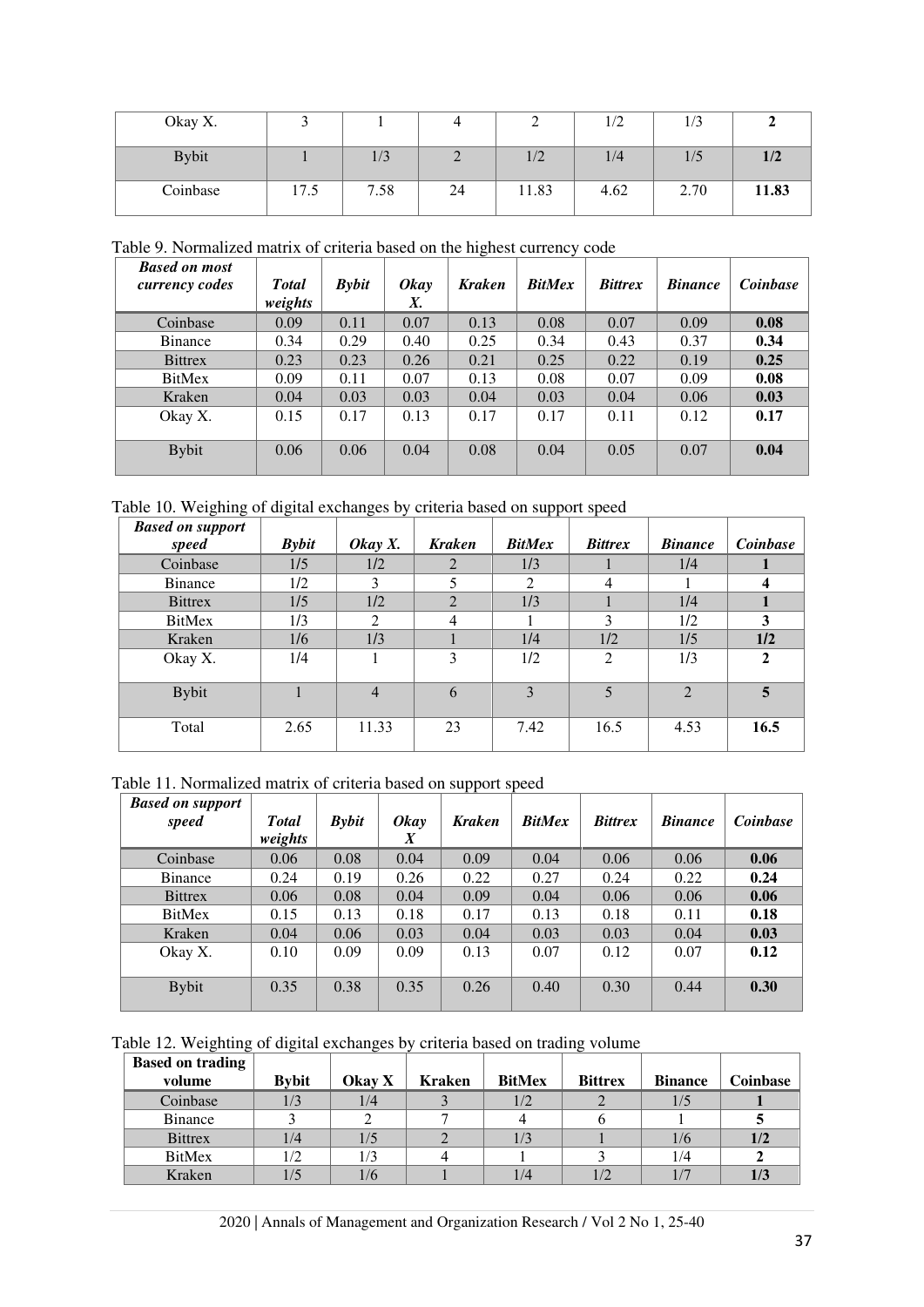| Okay X. | 3 | 1 | 4 | 2 | 1/2 | 1/3 | **2** |
|---|---|---|---|---|---|---|---|
| Bybit | 1 | 1/3 | 2 | 1/2 | 1/4 | 1/5 | **1/2** |
| Coinbase | 17.5 | 7.58 | 24 | 11.83 | 4.62 | 2.70 | **11.83** |

Table 9. Normalized matrix of criteria based on the highest currency code

| ***Based on most currency codes*** | ***Total weights*** | ***Bybit*** | ***Okay X.*** | ***Kraken*** | ***BitMex*** | ***Bittrex*** | ***Binance*** | ***Coinbase*** |
|---|---|---|---|---|---|---|---|---|
| Coinbase | 0.09 | 0.11 | 0.07 | 0.13 | 0.08 | 0.07 | 0.09 | **0.08** |
| Binance | 0.34 | 0.29 | 0.40 | 0.25 | 0.34 | 0.43 | 0.37 | **0.34** |
| Bittrex | 0.23 | 0.23 | 0.26 | 0.21 | 0.25 | 0.22 | 0.19 | **0.25** |
| BitMex | 0.09 | 0.11 | 0.07 | 0.13 | 0.08 | 0.07 | 0.09 | **0.08** |
| Kraken | 0.04 | 0.03 | 0.03 | 0.04 | 0.03 | 0.04 | 0.06 | **0.03** |
| Okay X. | 0.15 | 0.17 | 0.13 | 0.17 | 0.17 | 0.11 | 0.12 | **0.17** |
| Bybit | 0.06 | 0.06 | 0.04 | 0.08 | 0.04 | 0.05 | 0.07 | **0.04** |

Table 10. Weighing of digital exchanges by criteria based on support speed

| ***Based on support speed*** | ***Bybit*** | ***Okay X.*** | ***Kraken*** | ***BitMex*** | ***Bittrex*** | ***Binance*** | ***Coinbase*** |
|---|---|---|---|---|---|---|---|
| Coinbase | 1/5 | 1/2 | 2 | 1/3 | 1 | 1/4 | **1** |
| Binance | 1/2 | 3 | 5 | 2 | 4 | 1 | **4** |
| Bittrex | 1/5 | 1/2 | 2 | 1/3 | 1 | 1/4 | **1** |
| BitMex | 1/3 | 2 | 4 | 1 | 3 | 1/2 | **3** |
| Kraken | 1/6 | 1/3 | 1 | 1/4 | 1/2 | 1/5 | **1/2** |
| Okay X. | 1/4 | 1 | 3 | 1/2 | 2 | 1/3 | **2** |
| Bybit | 1 | 4 | 6 | 3 | 5 | 2 | **5** |
| Total | 2.65 | 11.33 | 23 | 7.42 | 16.5 | 4.53 | **16.5** |

Table 11. Normalized matrix of criteria based on support speed

| ***Based on support speed*** | ***Total weights*** | ***Bybit*** | ***Okay X*** | ***Kraken*** | ***BitMex*** | ***Bittrex*** | ***Binance*** | ***Coinbase*** |
|---|---|---|---|---|---|---|---|---|
| Coinbase | 0.06 | 0.08 | 0.04 | 0.09 | 0.04 | 0.06 | 0.06 | **0.06** |
| Binance | 0.24 | 0.19 | 0.26 | 0.22 | 0.27 | 0.24 | 0.22 | **0.24** |
| Bittrex | 0.06 | 0.08 | 0.04 | 0.09 | 0.04 | 0.06 | 0.06 | **0.06** |
| BitMex | 0.15 | 0.13 | 0.18 | 0.17 | 0.13 | 0.18 | 0.11 | **0.18** |
| Kraken | 0.04 | 0.06 | 0.03 | 0.04 | 0.03 | 0.03 | 0.04 | **0.03** |
| Okay X. | 0.10 | 0.09 | 0.09 | 0.13 | 0.07 | 0.12 | 0.07 | **0.12** |
| Bybit | 0.35 | 0.38 | 0.35 | 0.26 | 0.40 | 0.30 | 0.44 | **0.30** |

Table 12. Weighting of digital exchanges by criteria based on trading volume

| **Based on trading volume** | **Bybit** | **Okay X** | **Kraken** | **BitMex** | **Bittrex** | **Binance** | **Coinbase** |
|---|---|---|---|---|---|---|---|
| Coinbase | 1/3 | 1/4 | 3 | 1/2 | 2 | 1/5 | **1** |
| Binance | 3 | 2 | 7 | 4 | 6 | 1 | **5** |
| Bittrex | 1/4 | 1/5 | 2 | 1/3 | 1 | 1/6 | **1/2** |
| BitMex | 1/2 | 1/3 | 4 | 1 | 3 | 1/4 | **2** |
| Kraken | 1/5 | 1/6 | 1 | 1/4 | 1/2 | 1/7 | **1/3** |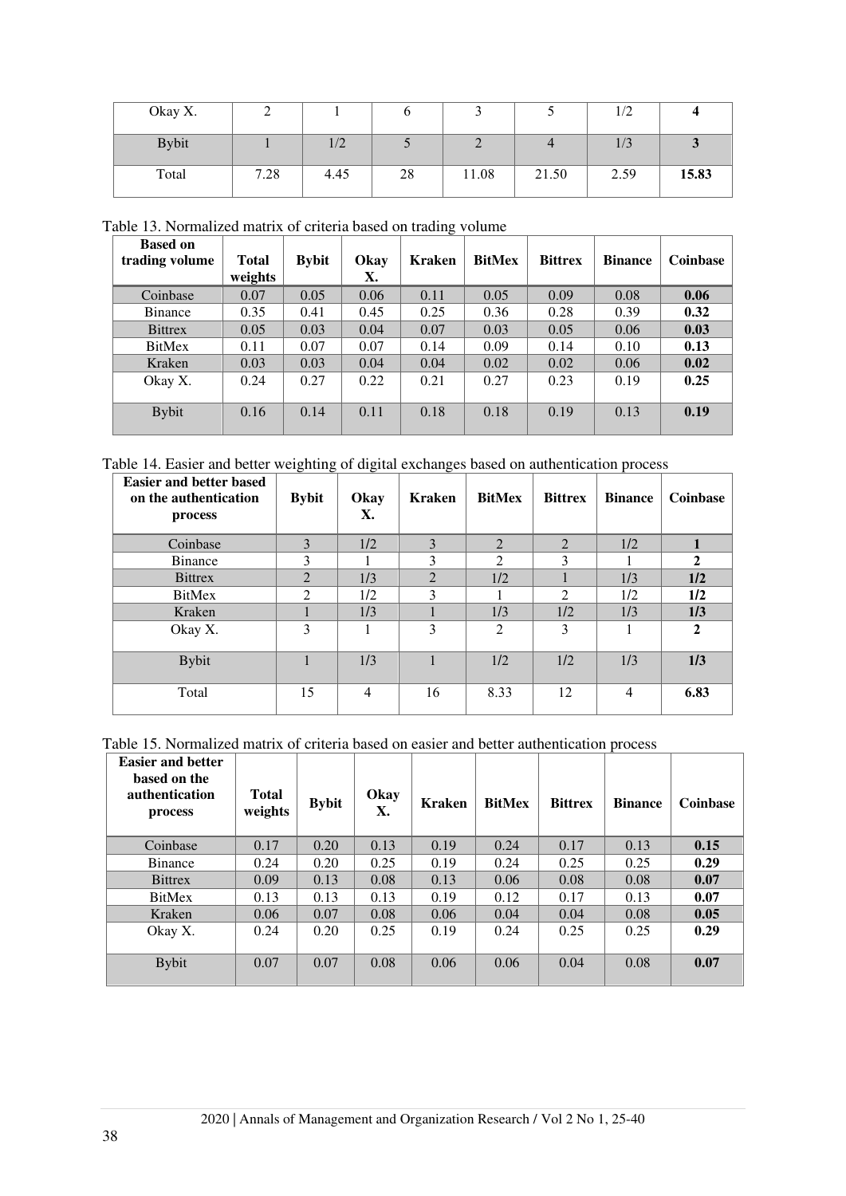| Okay X. | 2 | 1 | 6 | 3 | 5 | 1/2 | **4** |
|---|---|---|---|---|---|---|---|
| Bybit | 1 | 1/2 | 5 | 2 | 4 | 1/3 | **3** |
| Total | 7.28 | 4.45 | 28 | 11.08 | 21.50 | 2.59 | **15.83** |

Table 13. Normalized matrix of criteria based on trading volume

| Based on trading volume | Total weights | Bybit | Okay X. | Kraken | BitMex | Bittrex | Binance | Coinbase |
|---|---|---|---|---|---|---|---|---|
| Coinbase | 0.07 | 0.05 | 0.06 | 0.11 | 0.05 | 0.09 | 0.08 | **0.06** |
| Binance | 0.35 | 0.41 | 0.45 | 0.25 | 0.36 | 0.28 | 0.39 | **0.32** |
| Bittrex | 0.05 | 0.03 | 0.04 | 0.07 | 0.03 | 0.05 | 0.06 | **0.03** |
| BitMex | 0.11 | 0.07 | 0.07 | 0.14 | 0.09 | 0.14 | 0.10 | **0.13** |
| Kraken | 0.03 | 0.03 | 0.04 | 0.04 | 0.02 | 0.02 | 0.06 | **0.02** |
| Okay X. | 0.24 | 0.27 | 0.22 | 0.21 | 0.27 | 0.23 | 0.19 | **0.25** |
| Bybit | 0.16 | 0.14 | 0.11 | 0.18 | 0.18 | 0.19 | 0.13 | **0.19** |

Table 14. Easier and better weighting of digital exchanges based on authentication process

| Easier and better based on the authentication process | Bybit | Okay X. | Kraken | BitMex | Bittrex | Binance | Coinbase |
|---|---|---|---|---|---|---|---|
| Coinbase | 3 | 1/2 | 3 | 2 | 2 | 1/2 | **1** |
| Binance | 3 | 1 | 3 | 2 | 3 | 1 | **2** |
| Bittrex | 2 | 1/3 | 2 | 1/2 | 1 | 1/3 | **1/2** |
| BitMex | 2 | 1/2 | 3 | 1 | 2 | 1/2 | **1/2** |
| Kraken | 1 | 1/3 | 1 | 1/3 | 1/2 | 1/3 | **1/3** |
| Okay X. | 3 | 1 | 3 | 2 | 3 | 1 | **2** |
| Bybit | 1 | 1/3 | 1 | 1/2 | 1/2 | 1/3 | **1/3** |
| Total | 15 | 4 | 16 | 8.33 | 12 | 4 | **6.83** |

Table 15. Normalized matrix of criteria based on easier and better authentication process

| Easier and better based on the authentication process | Total weights | Bybit | Okay X. | Kraken | BitMex | Bittrex | Binance | Coinbase |
|---|---|---|---|---|---|---|---|---|
| Coinbase | 0.17 | 0.20 | 0.13 | 0.19 | 0.24 | 0.17 | 0.13 | **0.15** |
| Binance | 0.24 | 0.20 | 0.25 | 0.19 | 0.24 | 0.25 | 0.25 | **0.29** |
| Bittrex | 0.09 | 0.13 | 0.08 | 0.13 | 0.06 | 0.08 | 0.08 | **0.07** |
| BitMex | 0.13 | 0.13 | 0.13 | 0.19 | 0.12 | 0.17 | 0.13 | **0.07** |
| Kraken | 0.06 | 0.07 | 0.08 | 0.06 | 0.04 | 0.04 | 0.08 | **0.05** |
| Okay X. | 0.24 | 0.20 | 0.25 | 0.19 | 0.24 | 0.25 | 0.25 | **0.29** |
| Bybit | 0.07 | 0.07 | 0.08 | 0.06 | 0.06 | 0.04 | 0.08 | **0.07** |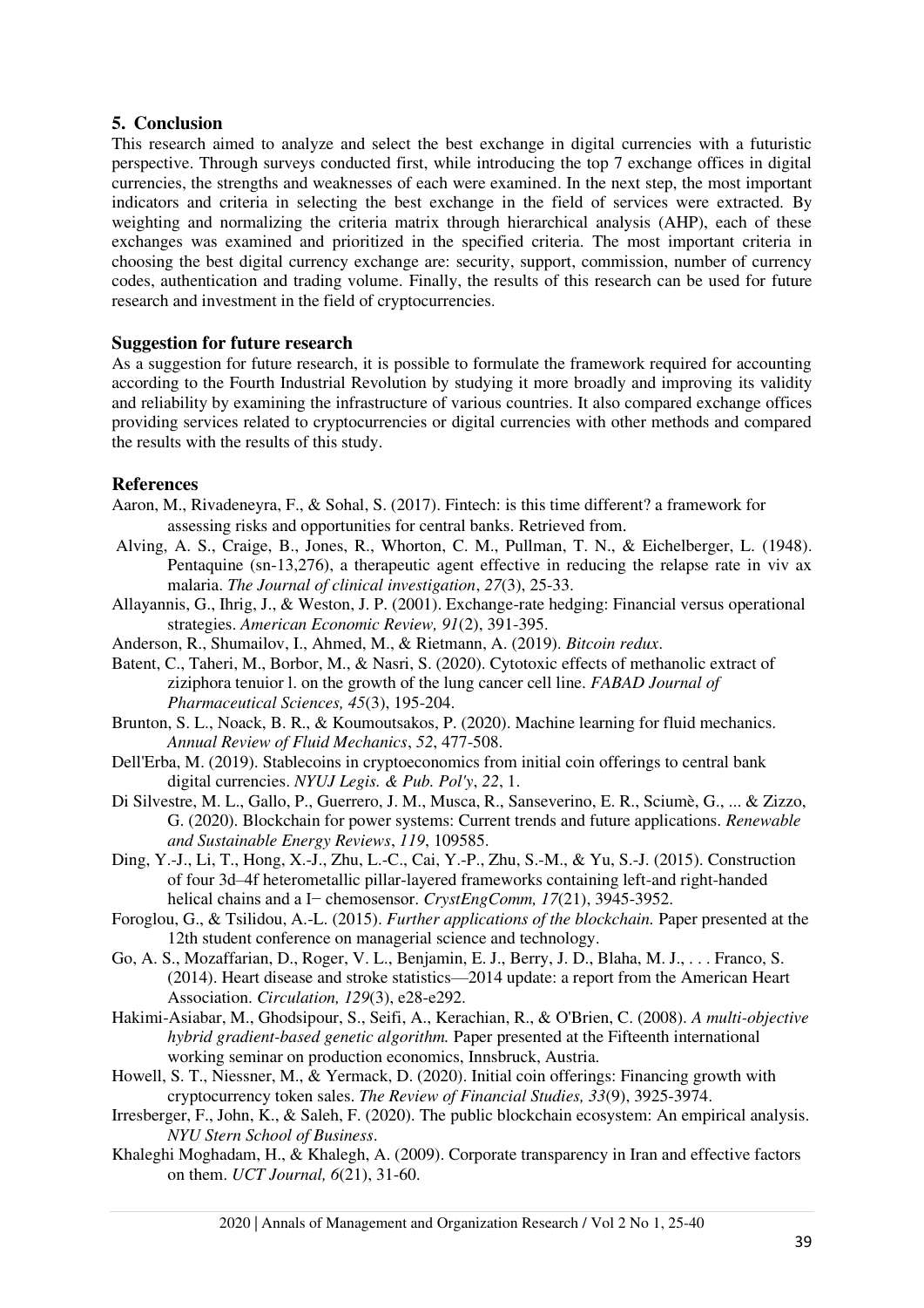## 5. Conclusion

This research aimed to analyze and select the best exchange in digital currencies with a futuristic perspective. Through surveys conducted first, while introducing the top 7 exchange offices in digital currencies, the strengths and weaknesses of each were examined. In the next step, the most important indicators and criteria in selecting the best exchange in the field of services were extracted. By weighting and normalizing the criteria matrix through hierarchical analysis (AHP), each of these exchanges was examined and prioritized in the specified criteria. The most important criteria in choosing the best digital currency exchange are: security, support, commission, number of currency codes, authentication and trading volume. Finally, the results of this research can be used for future research and investment in the field of cryptocurrencies.

### Suggestion for future research

As a suggestion for future research, it is possible to formulate the framework required for accounting according to the Fourth Industrial Revolution by studying it more broadly and improving its validity and reliability by examining the infrastructure of various countries. It also compared exchange offices providing services related to cryptocurrencies or digital currencies with other methods and compared the results with the results of this study.

### References

Aaron, M., Rivadeneyra, F., & Sohal, S. (2017). Fintech: is this time different? a framework for assessing risks and opportunities for central banks. Retrieved from.

Alving, A. S., Craige, B., Jones, R., Whorton, C. M., Pullman, T. N., & Eichelberger, L. (1948). Pentaquine (sn-13,276), a therapeutic agent effective in reducing the relapse rate in viv ax malaria. *The Journal of clinical investigation*, *27*(3), 25-33.

Allayannis, G., Ihrig, J., & Weston, J. P. (2001). Exchange-rate hedging: Financial versus operational strategies. *American Economic Review, 91*(2), 391-395.

Anderson, R., Shumailov, I., Ahmed, M., & Rietmann, A. (2019). *Bitcoin redux*.

Batent, C., Taheri, M., Borbor, M., & Nasri, S. (2020). Cytotoxic effects of methanolic extract of ziziphora tenuior l. on the growth of the lung cancer cell line. *FABAD Journal of Pharmaceutical Sciences, 45*(3), 195-204.

Brunton, S. L., Noack, B. R., & Koumoutsakos, P. (2020). Machine learning for fluid mechanics. *Annual Review of Fluid Mechanics*, *52*, 477-508.

Dell'Erba, M. (2019). Stablecoins in cryptoeconomics from initial coin offerings to central bank digital currencies. *NYUJ Legis. & Pub. Pol'y*, *22*, 1.

Di Silvestre, M. L., Gallo, P., Guerrero, J. M., Musca, R., Sanseverino, E. R., Sciumè, G., ... & Zizzo, G. (2020). Blockchain for power systems: Current trends and future applications. *Renewable and Sustainable Energy Reviews*, *119*, 109585.

Ding, Y.-J., Li, T., Hong, X.-J., Zhu, L.-C., Cai, Y.-P., Zhu, S.-M., & Yu, S.-J. (2015). Construction of four 3d–4f heterometallic pillar-layered frameworks containing left-and right-handed helical chains and a I− chemosensor. *CrystEngComm, 17*(21), 3945-3952.

Foroglou, G., & Tsilidou, A.-L. (2015). *Further applications of the blockchain.* Paper presented at the 12th student conference on managerial science and technology.

Go, A. S., Mozaffarian, D., Roger, V. L., Benjamin, E. J., Berry, J. D., Blaha, M. J., . . . Franco, S. (2014). Heart disease and stroke statistics—2014 update: a report from the American Heart Association. *Circulation, 129*(3), e28-e292.

Hakimi-Asiabar, M., Ghodsipour, S., Seifi, A., Kerachian, R., & O'Brien, C. (2008). *A multi-objective hybrid gradient-based genetic algorithm.* Paper presented at the Fifteenth international working seminar on production economics, Innsbruck, Austria.

Howell, S. T., Niessner, M., & Yermack, D. (2020). Initial coin offerings: Financing growth with cryptocurrency token sales. *The Review of Financial Studies, 33*(9), 3925-3974.

Irresberger, F., John, K., & Saleh, F. (2020). The public blockchain ecosystem: An empirical analysis. *NYU Stern School of Business*.

Khaleghi Moghadam, H., & Khalegh, A. (2009). Corporate transparency in Iran and effective factors on them. *UCT Journal, 6*(21), 31-60.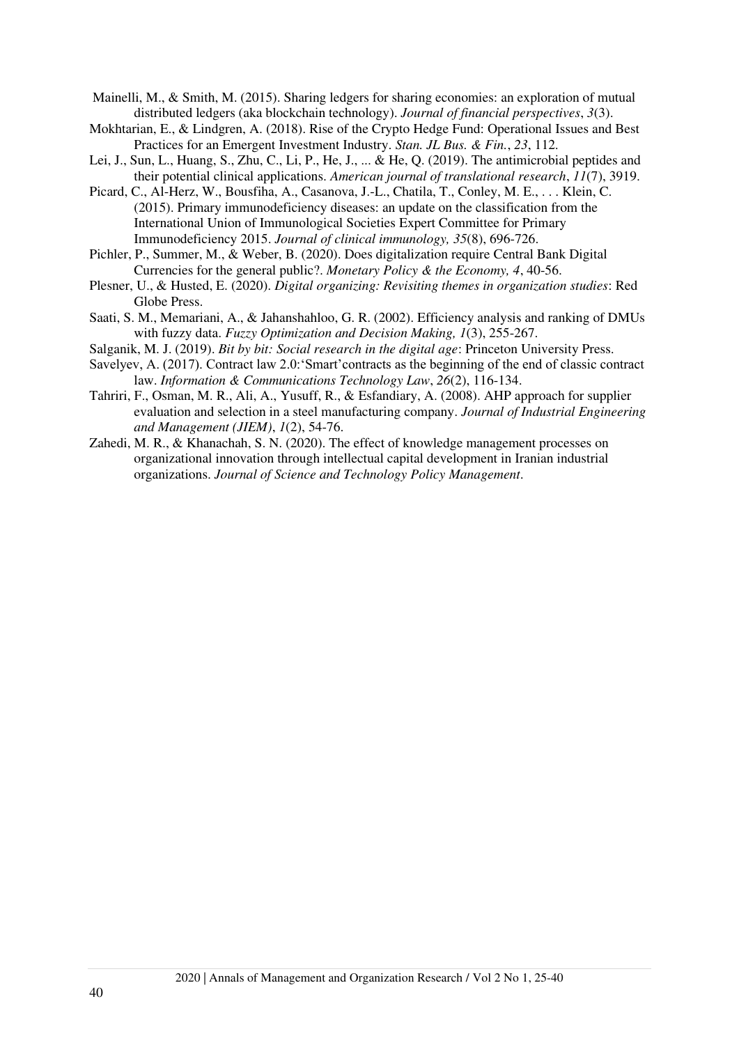Mainelli, M., & Smith, M. (2015). Sharing ledgers for sharing economies: an exploration of mutual distributed ledgers (aka blockchain technology). *Journal of financial perspectives*, *3*(3).

Mokhtarian, E., & Lindgren, A. (2018). Rise of the Crypto Hedge Fund: Operational Issues and Best Practices for an Emergent Investment Industry. *Stan. JL Bus. & Fin.*, *23*, 112.

Lei, J., Sun, L., Huang, S., Zhu, C., Li, P., He, J., ... & He, Q. (2019). The antimicrobial peptides and their potential clinical applications. *American journal of translational research*, *11*(7), 3919.

Picard, C., Al-Herz, W., Bousfiha, A., Casanova, J.-L., Chatila, T., Conley, M. E., . . . Klein, C. (2015). Primary immunodeficiency diseases: an update on the classification from the International Union of Immunological Societies Expert Committee for Primary Immunodeficiency 2015. *Journal of clinical immunology, 35*(8), 696-726.

Pichler, P., Summer, M., & Weber, B. (2020). Does digitalization require Central Bank Digital Currencies for the general public?. *Monetary Policy & the Economy, 4*, 40-56.

Plesner, U., & Husted, E. (2020). *Digital organizing: Revisiting themes in organization studies*: Red Globe Press.

Saati, S. M., Memariani, A., & Jahanshahloo, G. R. (2002). Efficiency analysis and ranking of DMUs with fuzzy data. *Fuzzy Optimization and Decision Making, 1*(3), 255-267.

Salganik, M. J. (2019). *Bit by bit: Social research in the digital age*: Princeton University Press.

Savelyev, A. (2017). Contract law 2.0:'Smart'contracts as the beginning of the end of classic contract law. *Information & Communications Technology Law*, *26*(2), 116-134.

Tahriri, F., Osman, M. R., Ali, A., Yusuff, R., & Esfandiary, A. (2008). AHP approach for supplier evaluation and selection in a steel manufacturing company. *Journal of Industrial Engineering and Management (JIEM)*, *1*(2), 54-76.

Zahedi, M. R., & Khanachah, S. N. (2020). The effect of knowledge management processes on organizational innovation through intellectual capital development in Iranian industrial organizations. *Journal of Science and Technology Policy Management*.